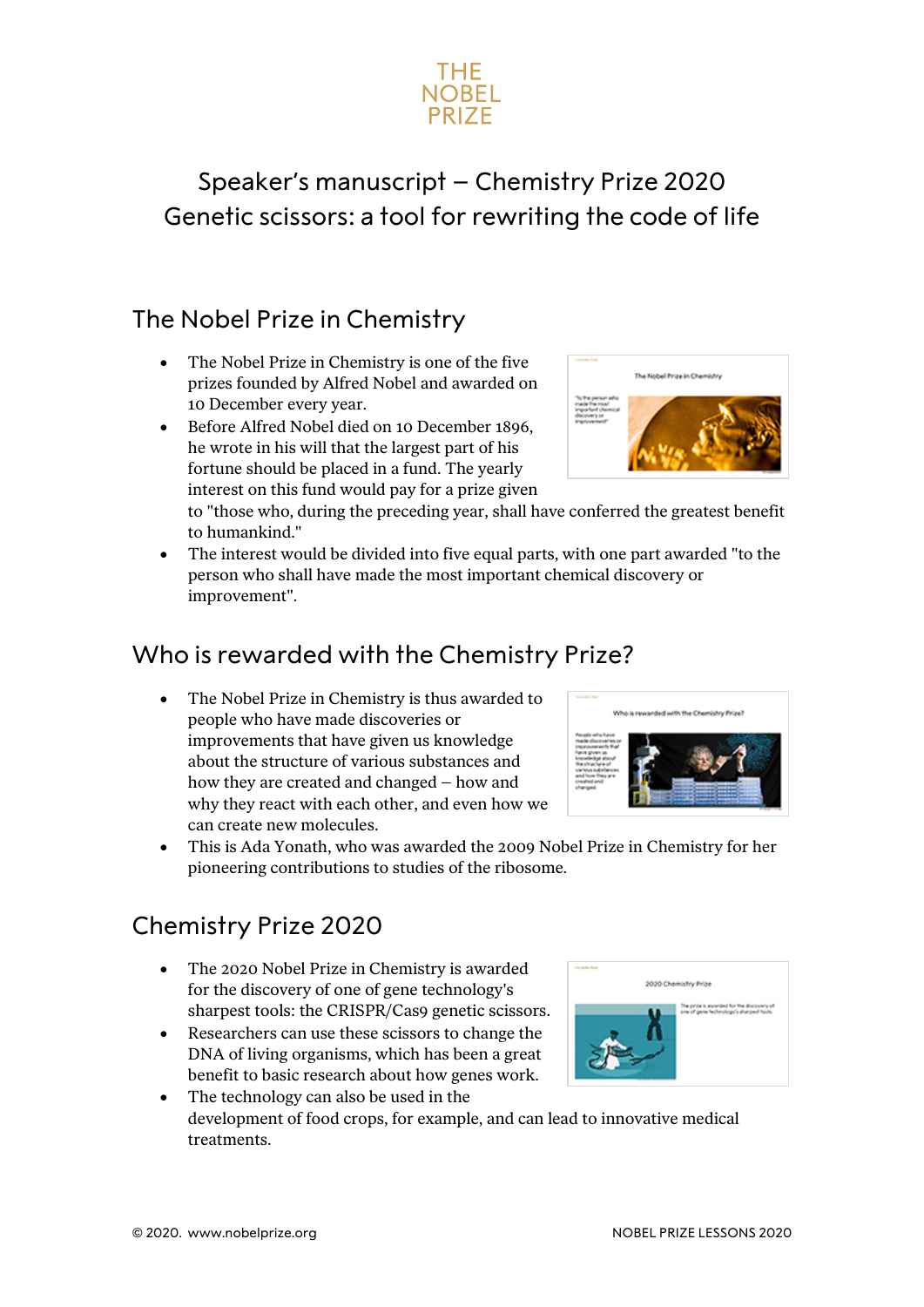THE NOBEL PRIZE

# Speaker's manuscript – Chemistry Prize 2020
# Genetic scissors: a tool for rewriting the code of life

## The Nobel Prize in Chemistry

- The Nobel Prize in Chemistry is one of the five prizes founded by Alfred Nobel and awarded on 10 December every year.
- Before Alfred Nobel died on 10 December 1896, he wrote in his will that the largest part of his fortune should be placed in a fund. The yearly interest on this fund would pay for a prize given to "those who, during the preceding year, shall have conferred the greatest benefit to humankind."
- The interest would be divided into five equal parts, with one part awarded "to the person who shall have made the most important chemical discovery or improvement".

## Who is rewarded with the Chemistry Prize?

- The Nobel Prize in Chemistry is thus awarded to people who have made discoveries or improvements that have given us knowledge about the structure of various substances and how they are created and changed – how and why they react with each other, and even how we can create new molecules.
- This is Ada Yonath, who was awarded the 2009 Nobel Prize in Chemistry for her pioneering contributions to studies of the ribosome.

## Chemistry Prize 2020

- The 2020 Nobel Prize in Chemistry is awarded for the discovery of one of gene technology's sharpest tools: the CRISPR/Cas9 genetic scissors.
- Researchers can use these scissors to change the DNA of living organisms, which has been a great benefit to basic research about how genes work.
- The technology can also be used in the development of food crops, for example, and can lead to innovative medical treatments.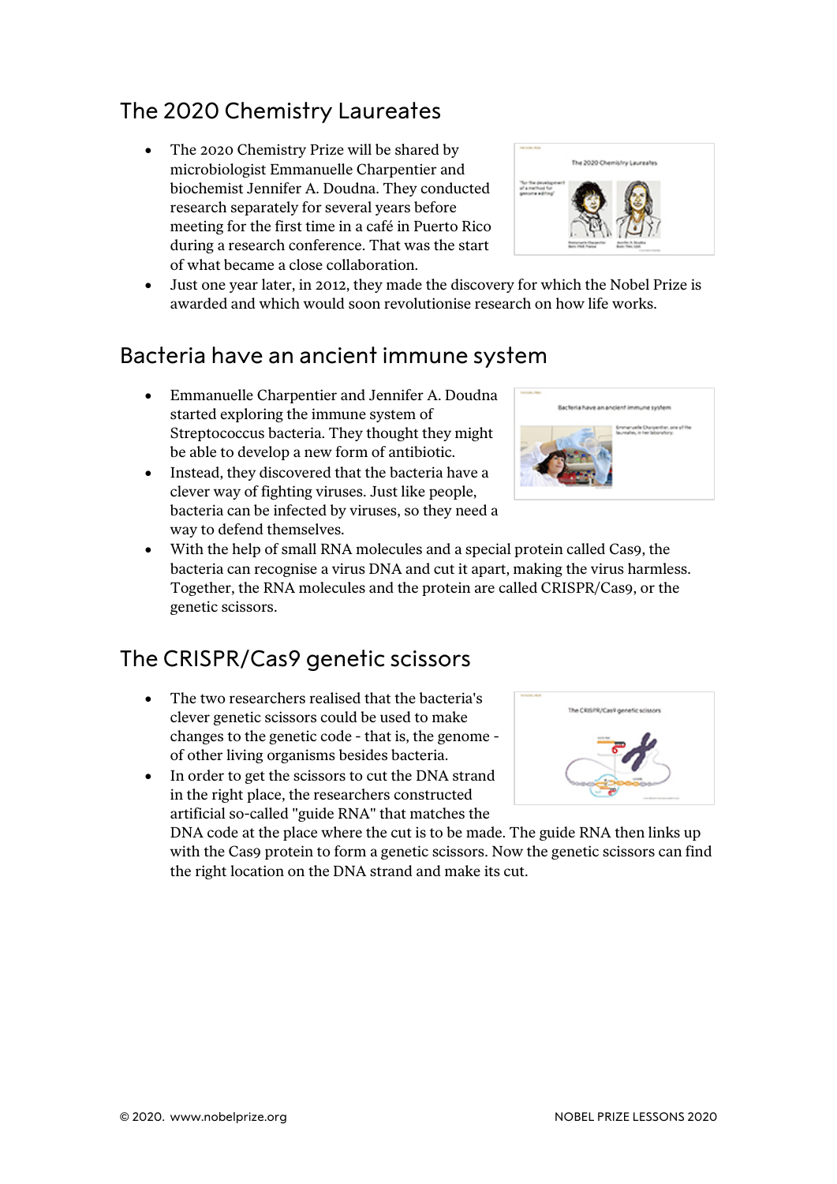## The 2020 Chemistry Laureates

- The 2020 Chemistry Prize will be shared by microbiologist Emmanuelle Charpentier and biochemist Jennifer A. Doudna. They conducted research separately for several years before meeting for the first time in a café in Puerto Rico during a research conference. That was the start of what became a close collaboration.
- Just one year later, in 2012, they made the discovery for which the Nobel Prize is awarded and which would soon revolutionise research on how life works.

## Bacteria have an ancient immune system

- Emmanuelle Charpentier and Jennifer A. Doudna started exploring the immune system of Streptococcus bacteria. They thought they might be able to develop a new form of antibiotic.
- Instead, they discovered that the bacteria have a clever way of fighting viruses. Just like people, bacteria can be infected by viruses, so they need a way to defend themselves.
- With the help of small RNA molecules and a special protein called Cas9, the bacteria can recognise a virus DNA and cut it apart, making the virus harmless. Together, the RNA molecules and the protein are called CRISPR/Cas9, or the genetic scissors.

## The CRISPR/Cas9 genetic scissors

- The two researchers realised that the bacteria's clever genetic scissors could be used to make changes to the genetic code - that is, the genome - of other living organisms besides bacteria.
- In order to get the scissors to cut the DNA strand in the right place, the researchers constructed artificial so-called "guide RNA" that matches the DNA code at the place where the cut is to be made. The guide RNA then links up with the Cas9 protein to form a genetic scissors. Now the genetic scissors can find the right location on the DNA strand and make its cut.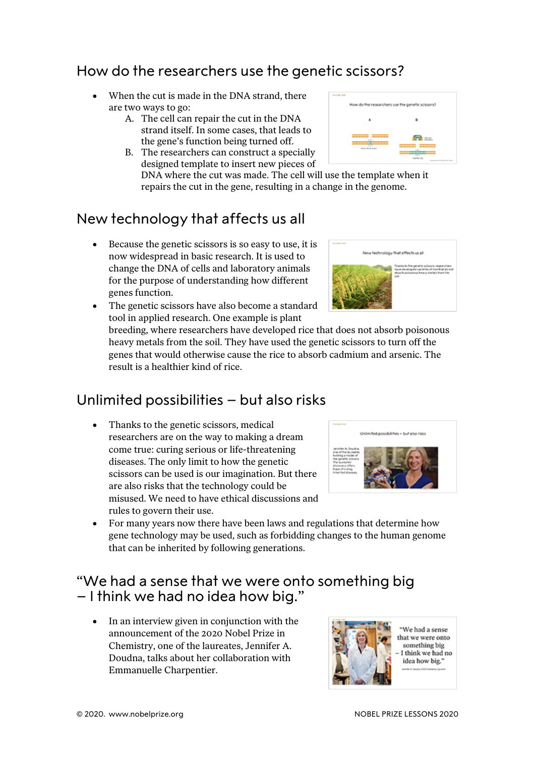## How do the researchers use the genetic scissors?

- When the cut is made in the DNA strand, there are two ways to go:
  A. The cell can repair the cut in the DNA strand itself. In some cases, that leads to the gene's function being turned off.
  B. The researchers can construct a specially designed template to insert new pieces of DNA where the cut was made. The cell will use the template when it repairs the cut in the gene, resulting in a change in the genome.

## New technology that affects us all

- Because the genetic scissors is so easy to use, it is now widespread in basic research. It is used to change the DNA of cells and laboratory animals for the purpose of understanding how different genes function.
- The genetic scissors have also become a standard tool in applied research. One example is plant breeding, where researchers have developed rice that does not absorb poisonous heavy metals from the soil. They have used the genetic scissors to turn off the genes that would otherwise cause the rice to absorb cadmium and arsenic. The result is a healthier kind of rice.

## Unlimited possibilities – but also risks

- Thanks to the genetic scissors, medical researchers are on the way to making a dream come true: curing serious or life-threatening diseases. The only limit to how the genetic scissors can be used is our imagination. But there are also risks that the technology could be misused. We need to have ethical discussions and rules to govern their use.
- For many years now there have been laws and regulations that determine how gene technology may be used, such as forbidding changes to the human genome that can be inherited by following generations.

## "We had a sense that we were onto something big – I think we had no idea how big."

- In an interview given in conjunction with the announcement of the 2020 Nobel Prize in Chemistry, one of the laureates, Jennifer A. Doudna, talks about her collaboration with Emmanuelle Charpentier.